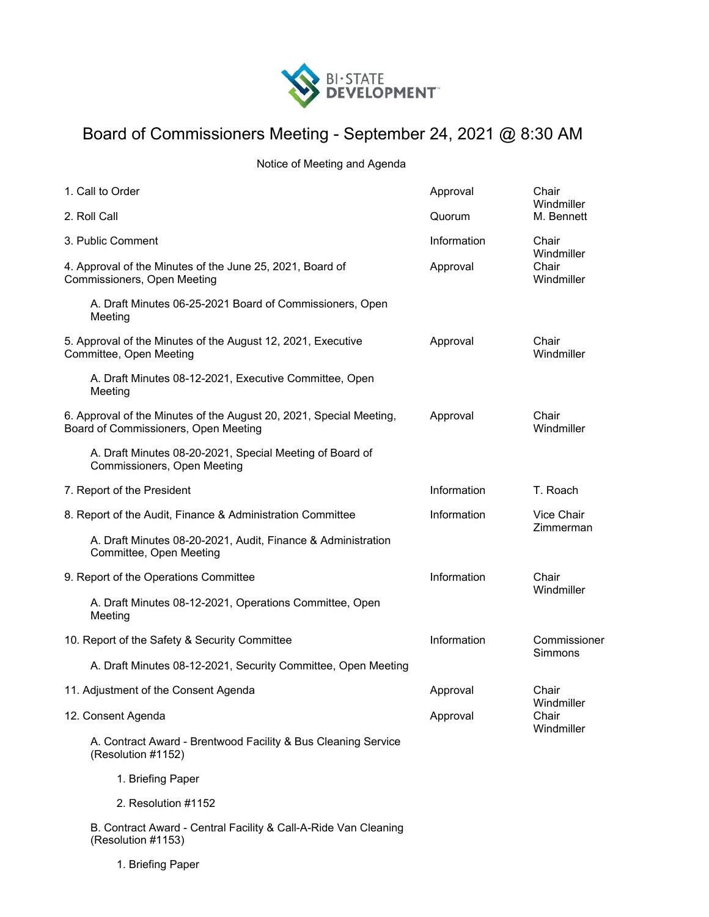BI·STATE DEVELOPMENT™

# Board of Commissioners Meeting - September 24, 2021 @ 8:30 AM

Notice of Meeting and Agenda

| | | |
|---|---|---|
| 1. Call to Order | Approval | Chair Windmiller |
| 2. Roll Call | Quorum | M. Bennett |
| 3. Public Comment | Information | Chair Windmiller |
| 4. Approval of the Minutes of the June 25, 2021, Board of Commissioners, Open Meeting | Approval | Chair Windmiller |
| A. Draft Minutes 06-25-2021 Board of Commissioners, Open Meeting | | |
| 5. Approval of the Minutes of the August 12, 2021, Executive Committee, Open Meeting | Approval | Chair Windmiller |
| A. Draft Minutes 08-12-2021, Executive Committee, Open Meeting | | |
| 6. Approval of the Minutes of the August 20, 2021, Special Meeting, Board of Commissioners, Open Meeting | Approval | Chair Windmiller |
| A. Draft Minutes 08-20-2021, Special Meeting of Board of Commissioners, Open Meeting | | |
| 7. Report of the President | Information | T. Roach |
| 8. Report of the Audit, Finance & Administration Committee | Information | Vice Chair Zimmerman |
| A. Draft Minutes 08-20-2021, Audit, Finance & Administration Committee, Open Meeting | | |
| 9. Report of the Operations Committee | Information | Chair Windmiller |
| A. Draft Minutes 08-12-2021, Operations Committee, Open Meeting | | |
| 10. Report of the Safety & Security Committee | Information | Commissioner Simmons |
| A. Draft Minutes 08-12-2021, Security Committee, Open Meeting | | |
| 11. Adjustment of the Consent Agenda | Approval | Chair Windmiller |
| 12. Consent Agenda | Approval | Chair Windmiller |
| A. Contract Award - Brentwood Facility & Bus Cleaning Service (Resolution #1152) | | |
| 1. Briefing Paper | | |
| 2. Resolution #1152 | | |
| B. Contract Award - Central Facility & Call-A-Ride Van Cleaning (Resolution #1153) | | |
| 1. Briefing Paper | | |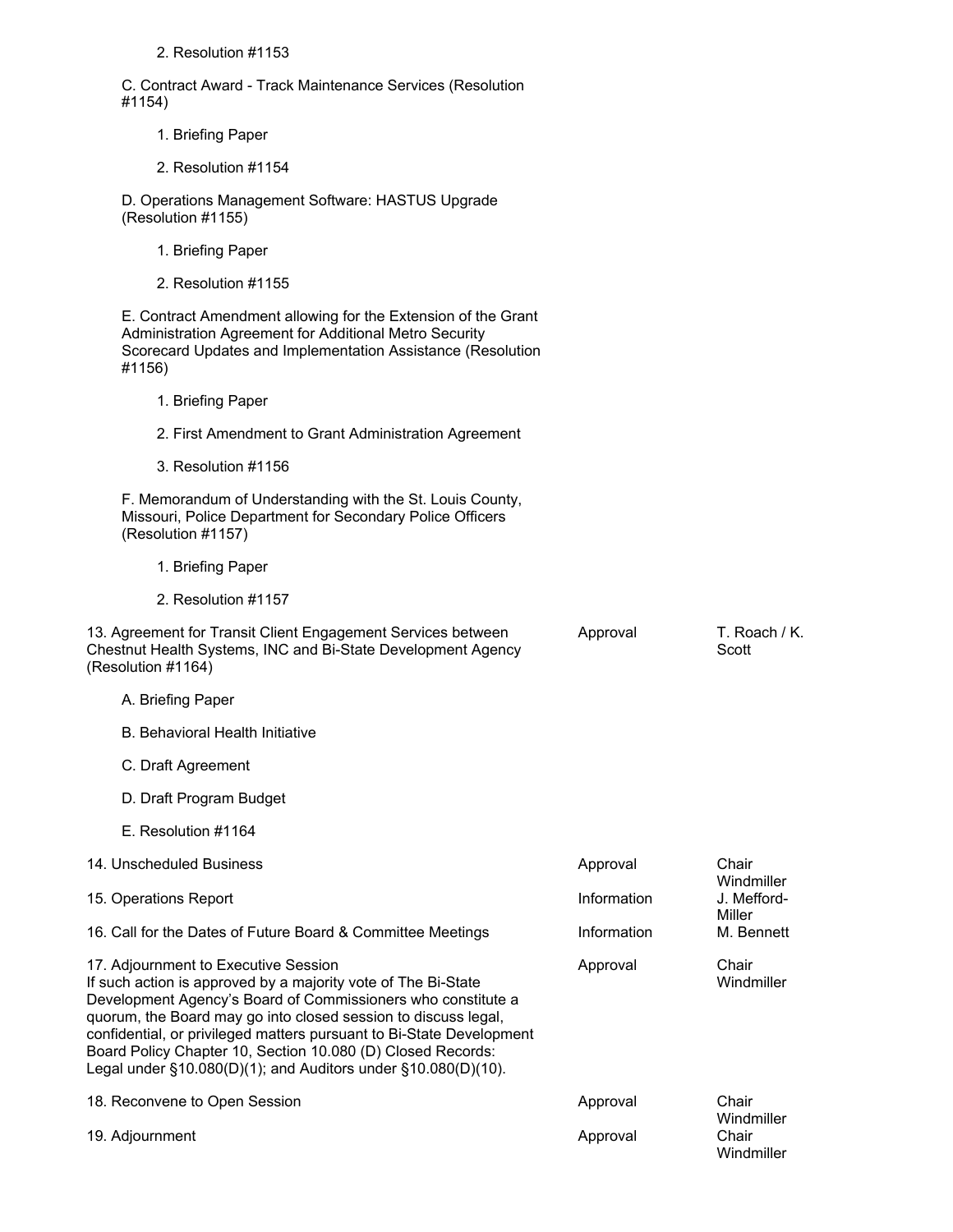2. Resolution #1153

C. Contract Award - Track Maintenance Services (Resolution #1154)

1. Briefing Paper

2. Resolution #1154

D. Operations Management Software: HASTUS Upgrade (Resolution #1155)

1. Briefing Paper

2. Resolution #1155

E. Contract Amendment allowing for the Extension of the Grant Administration Agreement for Additional Metro Security Scorecard Updates and Implementation Assistance (Resolution #1156)

1. Briefing Paper

2. First Amendment to Grant Administration Agreement

3. Resolution #1156

F. Memorandum of Understanding with the St. Louis County, Missouri, Police Department for Secondary Police Officers (Resolution #1157)

1. Briefing Paper

2. Resolution #1157

| | | |
|---|---|---|
| 13. Agreement for Transit Client Engagement Services between Chestnut Health Systems, INC and Bi-State Development Agency (Resolution #1164) | Approval | T. Roach / K. Scott |

A. Briefing Paper

B. Behavioral Health Initiative

C. Draft Agreement

D. Draft Program Budget

E. Resolution #1164

| | | |
|---|---|---|
| 14. Unscheduled Business | Approval | Chair Windmiller |
| 15. Operations Report | Information | J. Mefford-Miller |
| 16. Call for the Dates of Future Board & Committee Meetings | Information | M. Bennett |
| 17. Adjournment to Executive Session<br>If such action is approved by a majority vote of The Bi-State Development Agency's Board of Commissioners who constitute a quorum, the Board may go into closed session to discuss legal, confidential, or privileged matters pursuant to Bi-State Development Board Policy Chapter 10, Section 10.080 (D) Closed Records: Legal under §10.080(D)(1); and Auditors under §10.080(D)(10). | Approval | Chair Windmiller |
| 18. Reconvene to Open Session | Approval | Chair Windmiller |
| 19. Adjournment | Approval | Chair Windmiller |